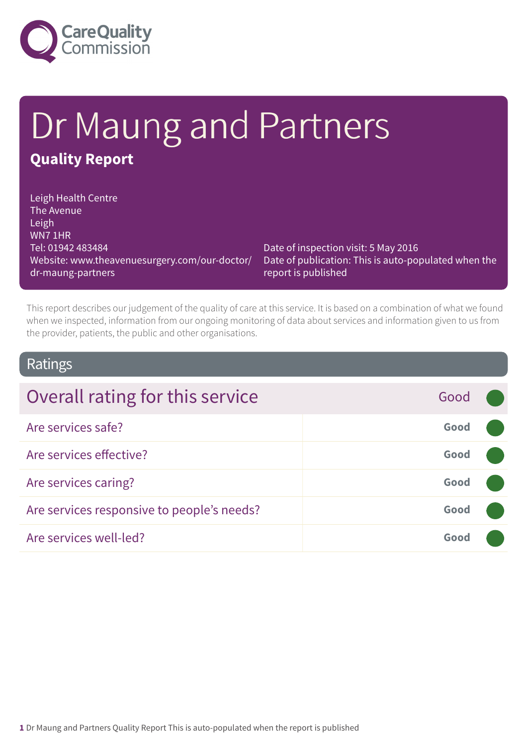Care Quality Commission

# Dr Maung and Partners

## Quality Report

Leigh Health Centre
The Avenue
Leigh
WN7 1HR
Tel: 01942 483484
Website: www.theavenuesurgery.com/our-doctor/dr-maung-partners

Date of inspection visit: 5 May 2016
Date of publication: This is auto-populated when the report is published

This report describes our judgement of the quality of care at this service. It is based on a combination of what we found when we inspected, information from our ongoing monitoring of data about services and information given to us from the provider, patients, the public and other organisations.

## Ratings

| Overall rating for this service | Good |
|---|---|
| Are services safe? | **Good** |
| Are services effective? | **Good** |
| Are services caring? | **Good** |
| Are services responsive to people's needs? | **Good** |
| Are services well-led? | **Good** |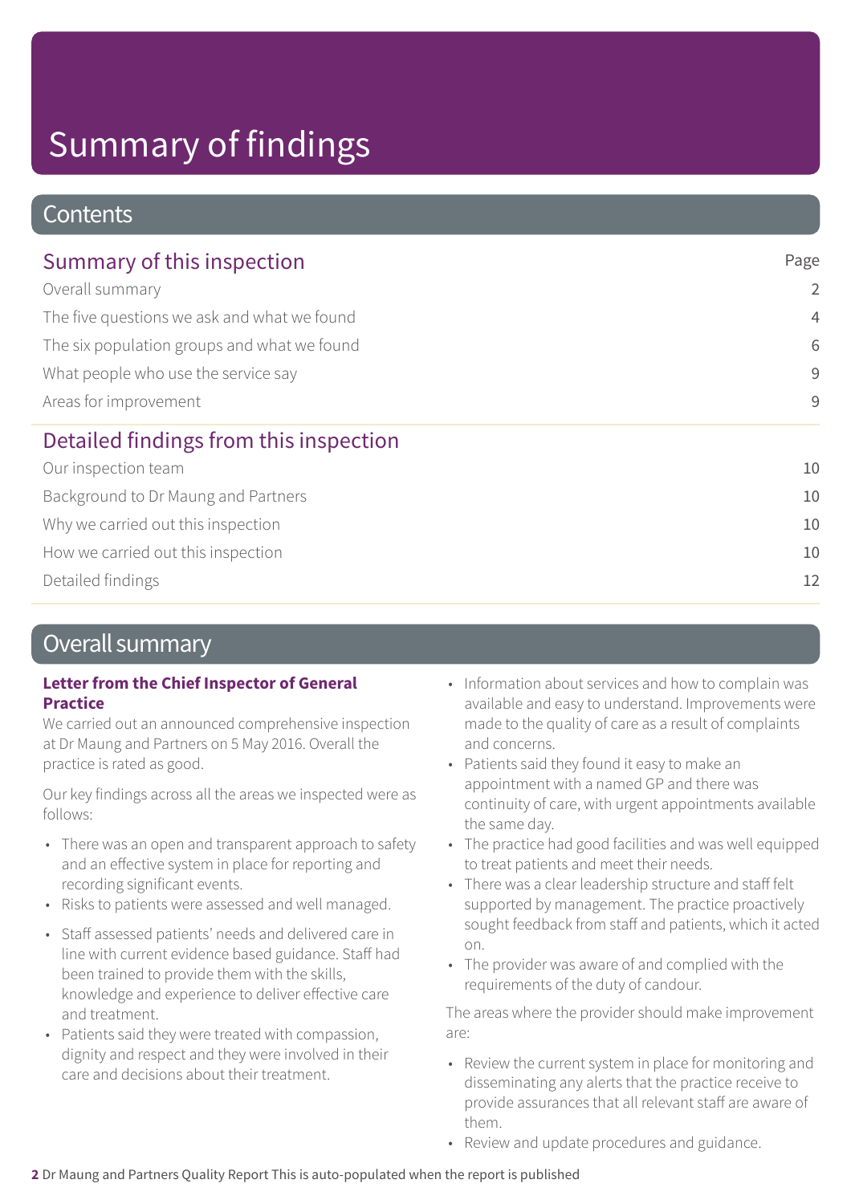# Summary of findings

## Contents

| Summary of this inspection | Page |
|---|---|
| Overall summary | 2 |
| The five questions we ask and what we found | 4 |
| The six population groups and what we found | 6 |
| What people who use the service say | 9 |
| Areas for improvement | 9 |

| Detailed findings from this inspection | |
|---|---|
| Our inspection team | 10 |
| Background to Dr Maung and Partners | 10 |
| Why we carried out this inspection | 10 |
| How we carried out this inspection | 10 |
| Detailed findings | 12 |

## Overall summary

**Letter from the Chief Inspector of General Practice**

We carried out an announced comprehensive inspection at Dr Maung and Partners on 5 May 2016. Overall the practice is rated as good.

Our key findings across all the areas we inspected were as follows:

- There was an open and transparent approach to safety and an effective system in place for reporting and recording significant events.
- Risks to patients were assessed and well managed.
- Staff assessed patients' needs and delivered care in line with current evidence based guidance. Staff had been trained to provide them with the skills, knowledge and experience to deliver effective care and treatment.
- Patients said they were treated with compassion, dignity and respect and they were involved in their care and decisions about their treatment.
- Information about services and how to complain was available and easy to understand. Improvements were made to the quality of care as a result of complaints and concerns.
- Patients said they found it easy to make an appointment with a named GP and there was continuity of care, with urgent appointments available the same day.
- The practice had good facilities and was well equipped to treat patients and meet their needs.
- There was a clear leadership structure and staff felt supported by management. The practice proactively sought feedback from staff and patients, which it acted on.
- The provider was aware of and complied with the requirements of the duty of candour.

The areas where the provider should make improvement are:

- Review the current system in place for monitoring and disseminating any alerts that the practice receive to provide assurances that all relevant staff are aware of them.
- Review and update procedures and guidance.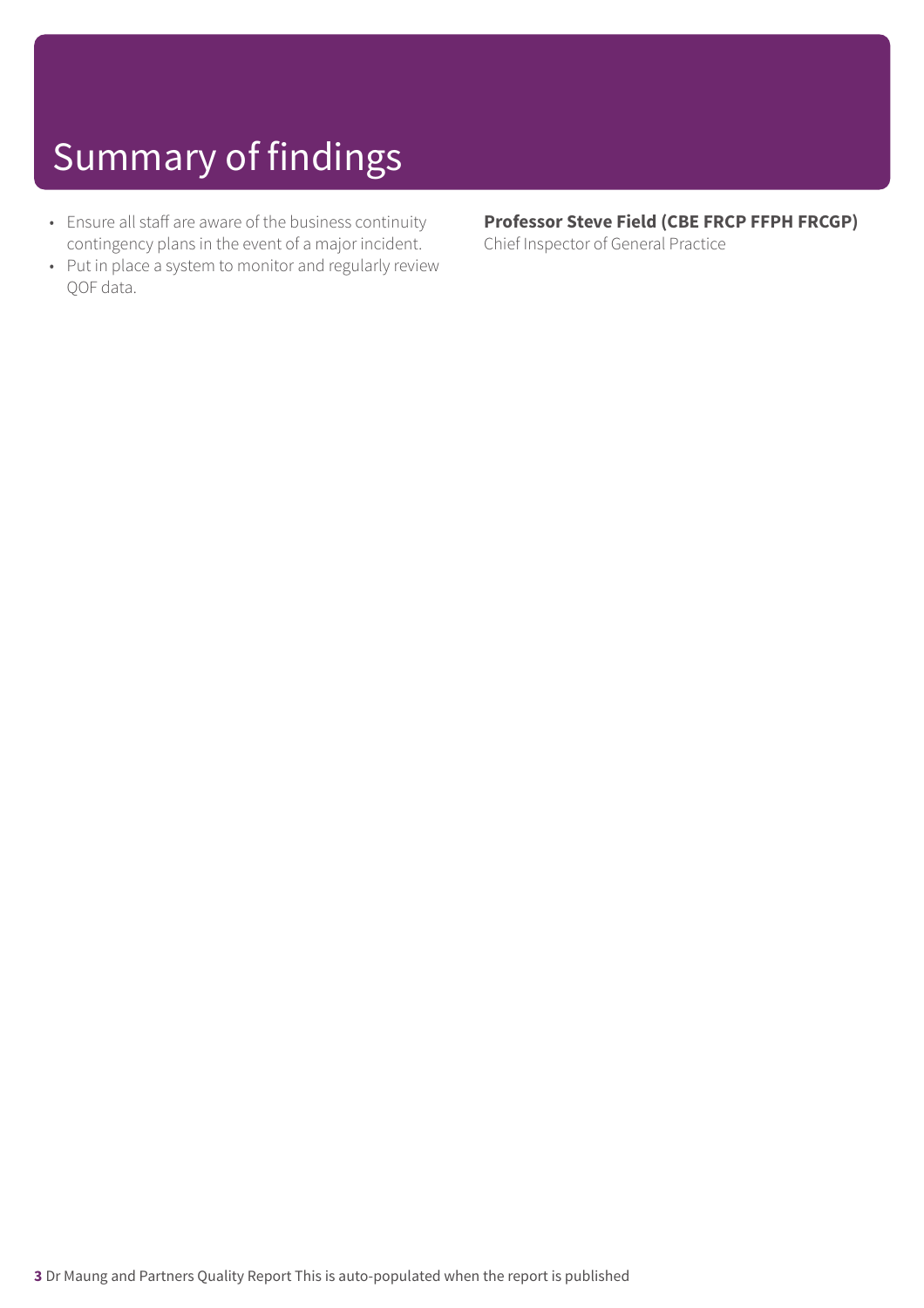# Summary of findings

- Ensure all staff are aware of the business continuity contingency plans in the event of a major incident.
- Put in place a system to monitor and regularly review QOF data.

**Professor Steve Field (CBE FRCP FFPH FRCGP)**
Chief Inspector of General Practice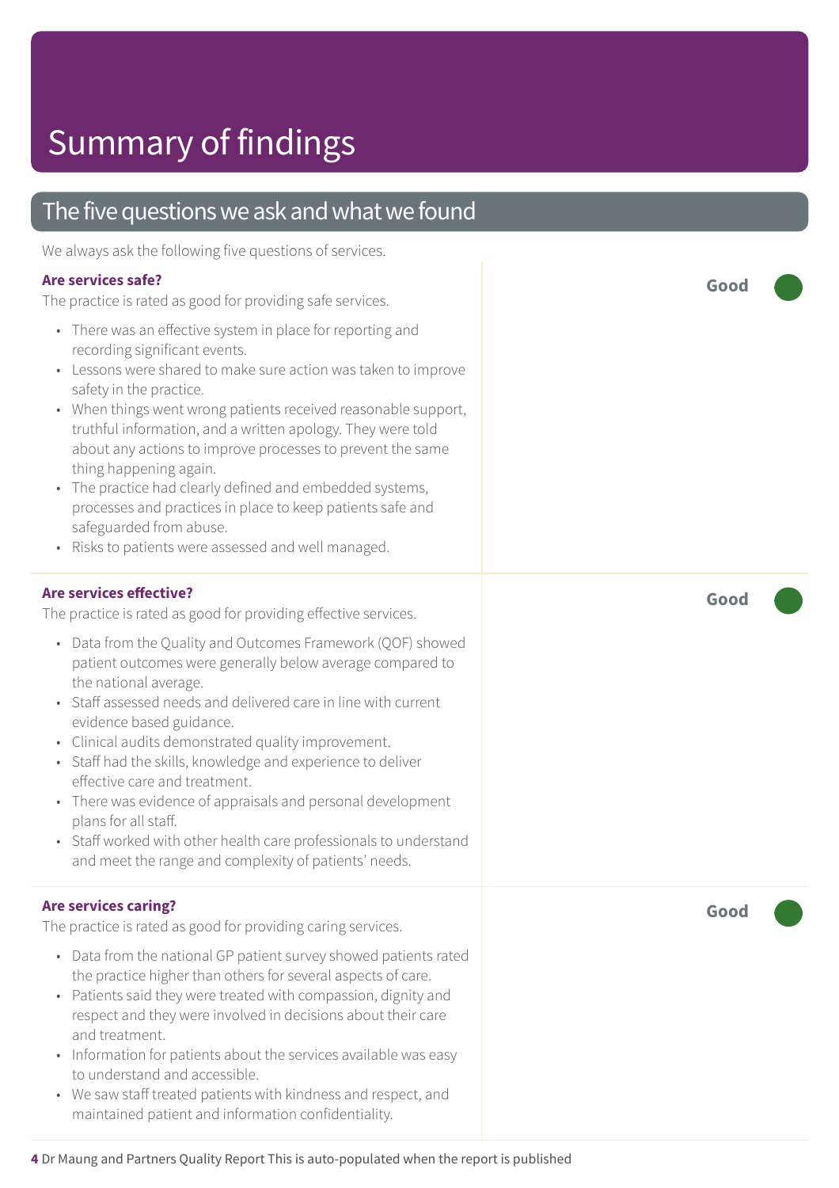# Summary of findings

## The five questions we ask and what we found

We always ask the following five questions of services.

### Are services safe?

**Good**

The practice is rated as good for providing safe services.

- There was an effective system in place for reporting and recording significant events.
- Lessons were shared to make sure action was taken to improve safety in the practice.
- When things went wrong patients received reasonable support, truthful information, and a written apology. They were told about any actions to improve processes to prevent the same thing happening again.
- The practice had clearly defined and embedded systems, processes and practices in place to keep patients safe and safeguarded from abuse.
- Risks to patients were assessed and well managed.

### Are services effective?

**Good**

The practice is rated as good for providing effective services.

- Data from the Quality and Outcomes Framework (QOF) showed patient outcomes were generally below average compared to the national average.
- Staff assessed needs and delivered care in line with current evidence based guidance.
- Clinical audits demonstrated quality improvement.
- Staff had the skills, knowledge and experience to deliver effective care and treatment.
- There was evidence of appraisals and personal development plans for all staff.
- Staff worked with other health care professionals to understand and meet the range and complexity of patients' needs.

### Are services caring?

**Good**

The practice is rated as good for providing caring services.

- Data from the national GP patient survey showed patients rated the practice higher than others for several aspects of care.
- Patients said they were treated with compassion, dignity and respect and they were involved in decisions about their care and treatment.
- Information for patients about the services available was easy to understand and accessible.
- We saw staff treated patients with kindness and respect, and maintained patient and information confidentiality.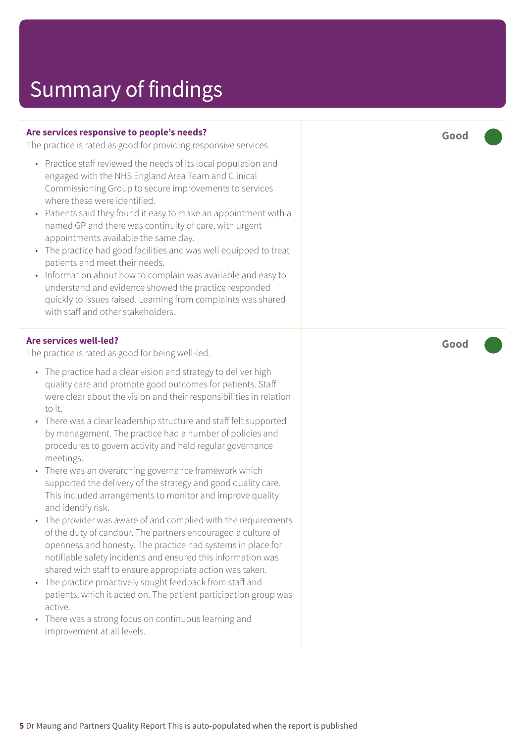# Summary of findings

**Are services responsive to people's needs?**

The practice is rated as good for providing responsive services.

**Good**

- Practice staff reviewed the needs of its local population and engaged with the NHS England Area Team and Clinical Commissioning Group to secure improvements to services where these were identified.
- Patients said they found it easy to make an appointment with a named GP and there was continuity of care, with urgent appointments available the same day.
- The practice had good facilities and was well equipped to treat patients and meet their needs.
- Information about how to complain was available and easy to understand and evidence showed the practice responded quickly to issues raised. Learning from complaints was shared with staff and other stakeholders.

**Are services well-led?**

The practice is rated as good for being well-led.

**Good**

- The practice had a clear vision and strategy to deliver high quality care and promote good outcomes for patients. Staff were clear about the vision and their responsibilities in relation to it.
- There was a clear leadership structure and staff felt supported by management. The practice had a number of policies and procedures to govern activity and held regular governance meetings.
- There was an overarching governance framework which supported the delivery of the strategy and good quality care. This included arrangements to monitor and improve quality and identify risk.
- The provider was aware of and complied with the requirements of the duty of candour. The partners encouraged a culture of openness and honesty. The practice had systems in place for notifiable safety incidents and ensured this information was shared with staff to ensure appropriate action was taken.
- The practice proactively sought feedback from staff and patients, which it acted on. The patient participation group was active.
- There was a strong focus on continuous learning and improvement at all levels.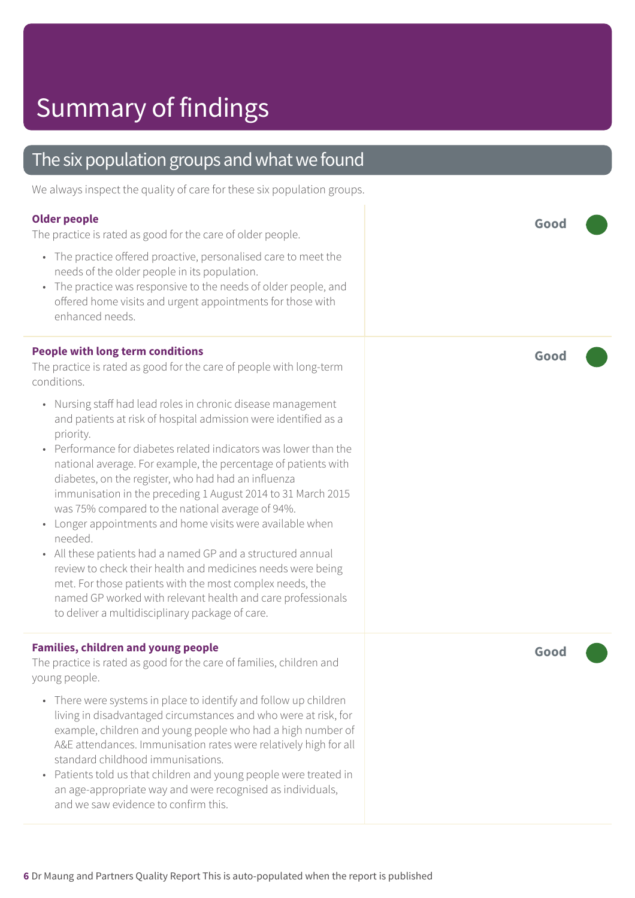# Summary of findings

## The six population groups and what we found

We always inspect the quality of care for these six population groups.

### Older people

**Good**

The practice is rated as good for the care of older people.

- The practice offered proactive, personalised care to meet the needs of the older people in its population.
- The practice was responsive to the needs of older people, and offered home visits and urgent appointments for those with enhanced needs.

### People with long term conditions

**Good**

The practice is rated as good for the care of people with long-term conditions.

- Nursing staff had lead roles in chronic disease management and patients at risk of hospital admission were identified as a priority.
- Performance for diabetes related indicators was lower than the national average. For example, the percentage of patients with diabetes, on the register, who had had an influenza immunisation in the preceding 1 August 2014 to 31 March 2015 was 75% compared to the national average of 94%.
- Longer appointments and home visits were available when needed.
- All these patients had a named GP and a structured annual review to check their health and medicines needs were being met. For those patients with the most complex needs, the named GP worked with relevant health and care professionals to deliver a multidisciplinary package of care.

### Families, children and young people

**Good**

The practice is rated as good for the care of families, children and young people.

- There were systems in place to identify and follow up children living in disadvantaged circumstances and who were at risk, for example, children and young people who had a high number of A&E attendances. Immunisation rates were relatively high for all standard childhood immunisations.
- Patients told us that children and young people were treated in an age-appropriate way and were recognised as individuals, and we saw evidence to confirm this.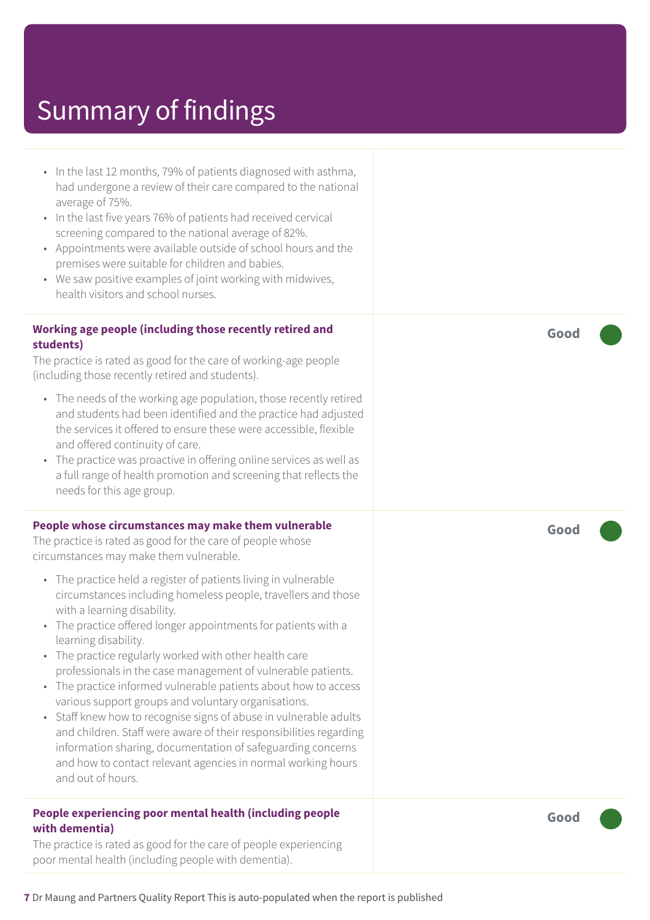# Summary of findings

- In the last 12 months, 79% of patients diagnosed with asthma, had undergone a review of their care compared to the national average of 75%.
- In the last five years 76% of patients had received cervical screening compared to the national average of 82%.
- Appointments were available outside of school hours and the premises were suitable for children and babies.
- We saw positive examples of joint working with midwives, health visitors and school nurses.

**Working age people (including those recently retired and students)** — **Good**

The practice is rated as good for the care of working-age people (including those recently retired and students).

- The needs of the working age population, those recently retired and students had been identified and the practice had adjusted the services it offered to ensure these were accessible, flexible and offered continuity of care.
- The practice was proactive in offering online services as well as a full range of health promotion and screening that reflects the needs for this age group.

**People whose circumstances may make them vulnerable** — **Good**

The practice is rated as good for the care of people whose circumstances may make them vulnerable.

- The practice held a register of patients living in vulnerable circumstances including homeless people, travellers and those with a learning disability.
- The practice offered longer appointments for patients with a learning disability.
- The practice regularly worked with other health care professionals in the case management of vulnerable patients.
- The practice informed vulnerable patients about how to access various support groups and voluntary organisations.
- Staff knew how to recognise signs of abuse in vulnerable adults and children. Staff were aware of their responsibilities regarding information sharing, documentation of safeguarding concerns and how to contact relevant agencies in normal working hours and out of hours.

**People experiencing poor mental health (including people with dementia)** — **Good**

The practice is rated as good for the care of people experiencing poor mental health (including people with dementia).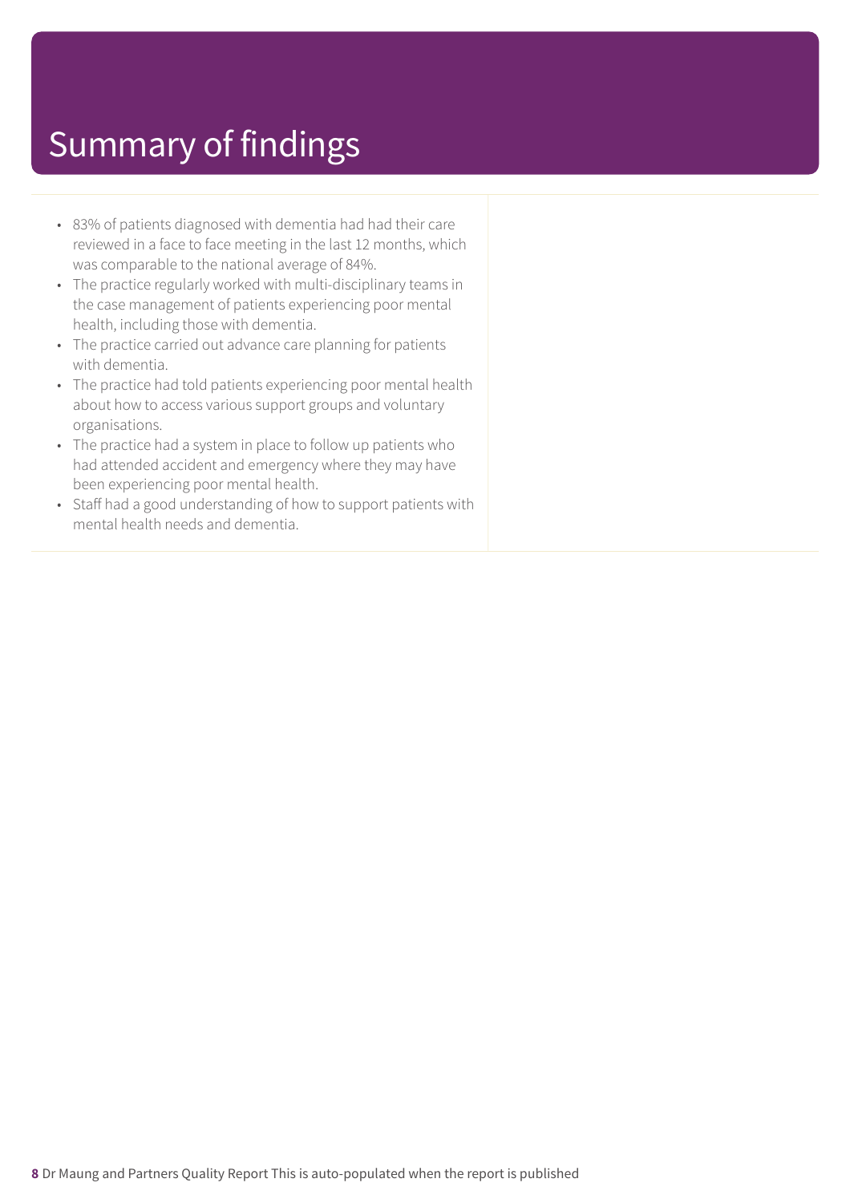# Summary of findings

- 83% of patients diagnosed with dementia had had their care reviewed in a face to face meeting in the last 12 months, which was comparable to the national average of 84%.
- The practice regularly worked with multi-disciplinary teams in the case management of patients experiencing poor mental health, including those with dementia.
- The practice carried out advance care planning for patients with dementia.
- The practice had told patients experiencing poor mental health about how to access various support groups and voluntary organisations.
- The practice had a system in place to follow up patients who had attended accident and emergency where they may have been experiencing poor mental health.
- Staff had a good understanding of how to support patients with mental health needs and dementia.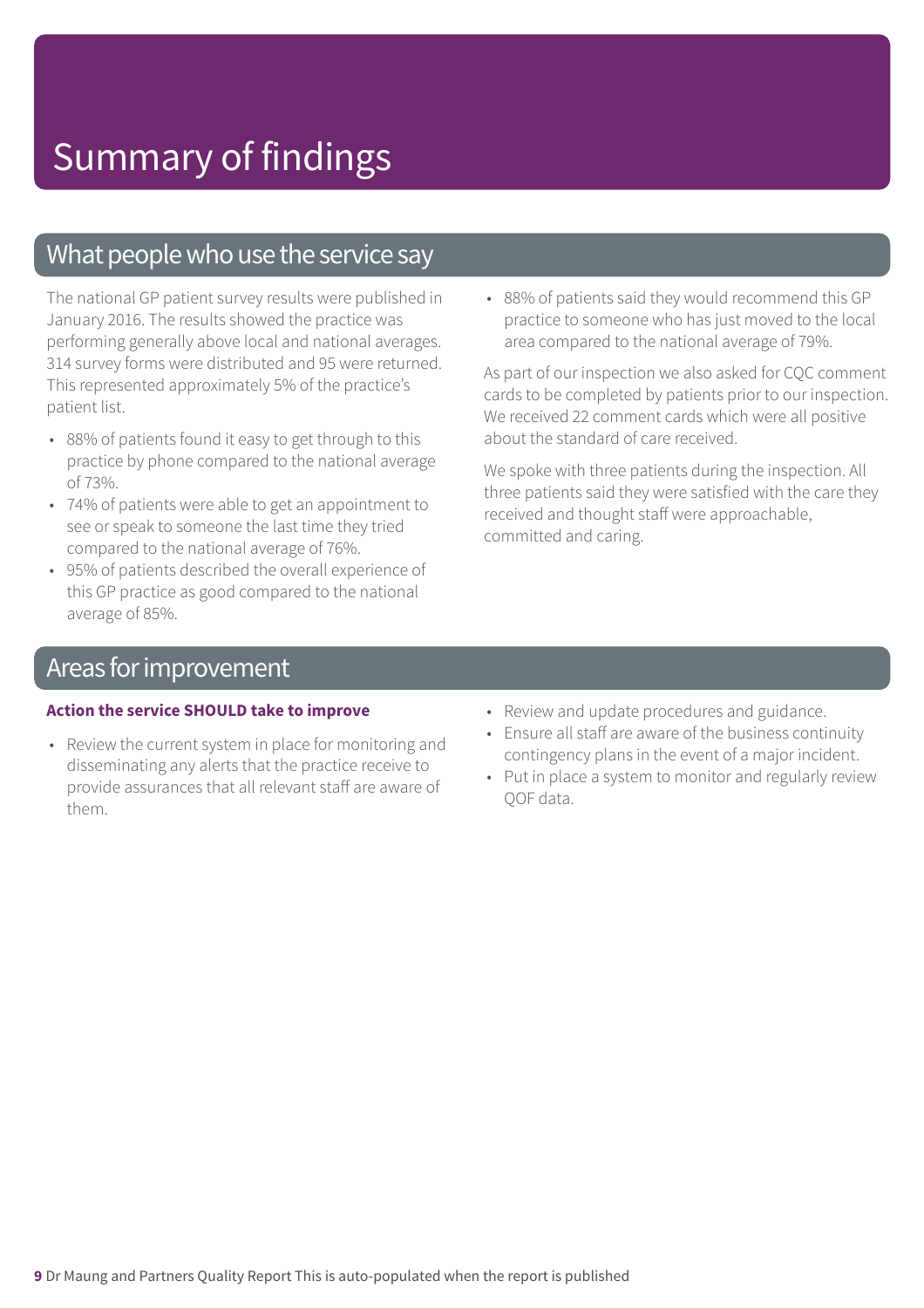# Summary of findings

## What people who use the service say

The national GP patient survey results were published in January 2016. The results showed the practice was performing generally above local and national averages. 314 survey forms were distributed and 95 were returned. This represented approximately 5% of the practice's patient list.

- 88% of patients found it easy to get through to this practice by phone compared to the national average of 73%.
- 74% of patients were able to get an appointment to see or speak to someone the last time they tried compared to the national average of 76%.
- 95% of patients described the overall experience of this GP practice as good compared to the national average of 85%.
- 88% of patients said they would recommend this GP practice to someone who has just moved to the local area compared to the national average of 79%.

As part of our inspection we also asked for CQC comment cards to be completed by patients prior to our inspection. We received 22 comment cards which were all positive about the standard of care received.

We spoke with three patients during the inspection. All three patients said they were satisfied with the care they received and thought staff were approachable, committed and caring.

## Areas for improvement

**Action the service SHOULD take to improve**

- Review the current system in place for monitoring and disseminating any alerts that the practice receive to provide assurances that all relevant staff are aware of them.
- Review and update procedures and guidance.
- Ensure all staff are aware of the business continuity contingency plans in the event of a major incident.
- Put in place a system to monitor and regularly review QOF data.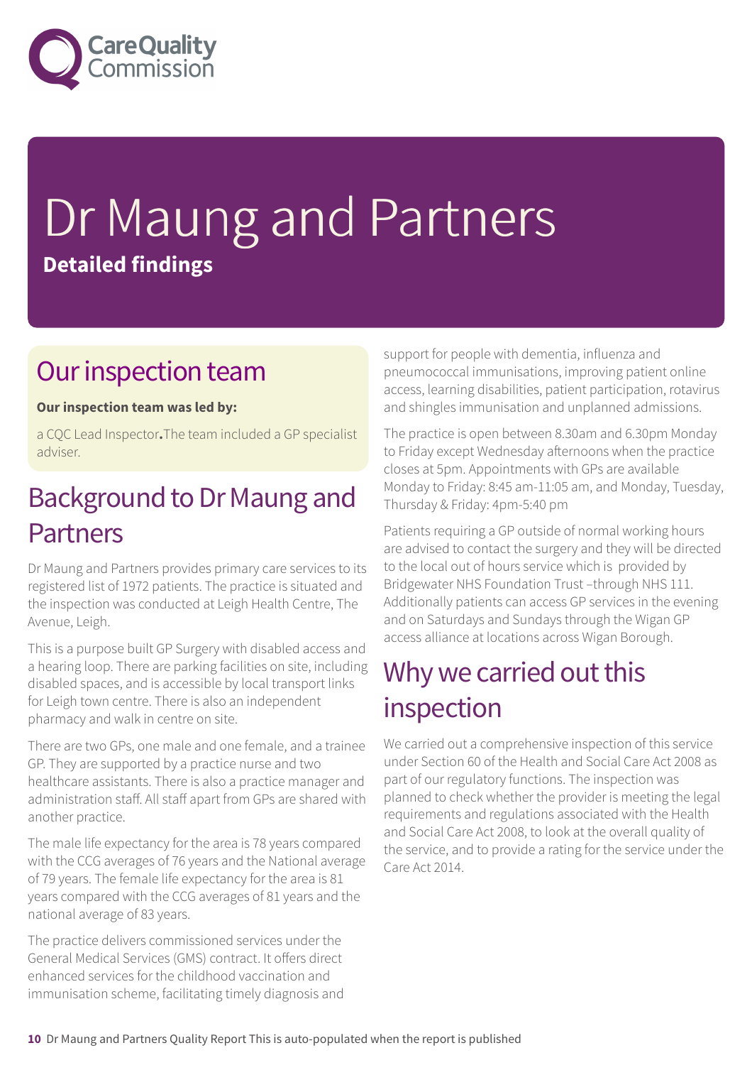# Dr Maung and Partners

**Detailed findings**

## Our inspection team

**Our inspection team was led by:**

a CQC Lead Inspector**.**The team included a GP specialist adviser.

## Background to Dr Maung and Partners

Dr Maung and Partners provides primary care services to its registered list of 1972 patients. The practice is situated and the inspection was conducted at Leigh Health Centre, The Avenue, Leigh.

This is a purpose built GP Surgery with disabled access and a hearing loop. There are parking facilities on site, including disabled spaces, and is accessible by local transport links for Leigh town centre. There is also an independent pharmacy and walk in centre on site.

There are two GPs, one male and one female, and a trainee GP. They are supported by a practice nurse and two healthcare assistants. There is also a practice manager and administration staff. All staff apart from GPs are shared with another practice.

The male life expectancy for the area is 78 years compared with the CCG averages of 76 years and the National average of 79 years. The female life expectancy for the area is 81 years compared with the CCG averages of 81 years and the national average of 83 years.

The practice delivers commissioned services under the General Medical Services (GMS) contract. It offers direct enhanced services for the childhood vaccination and immunisation scheme, facilitating timely diagnosis and support for people with dementia, influenza and pneumococcal immunisations, improving patient online access, learning disabilities, patient participation, rotavirus and shingles immunisation and unplanned admissions.

The practice is open between 8.30am and 6.30pm Monday to Friday except Wednesday afternoons when the practice closes at 5pm. Appointments with GPs are available Monday to Friday: 8:45 am-11:05 am, and Monday, Tuesday, Thursday & Friday: 4pm-5:40 pm

Patients requiring a GP outside of normal working hours are advised to contact the surgery and they will be directed to the local out of hours service which is provided by Bridgewater NHS Foundation Trust –through NHS 111. Additionally patients can access GP services in the evening and on Saturdays and Sundays through the Wigan GP access alliance at locations across Wigan Borough.

## Why we carried out this inspection

We carried out a comprehensive inspection of this service under Section 60 of the Health and Social Care Act 2008 as part of our regulatory functions. The inspection was planned to check whether the provider is meeting the legal requirements and regulations associated with the Health and Social Care Act 2008, to look at the overall quality of the service, and to provide a rating for the service under the Care Act 2014.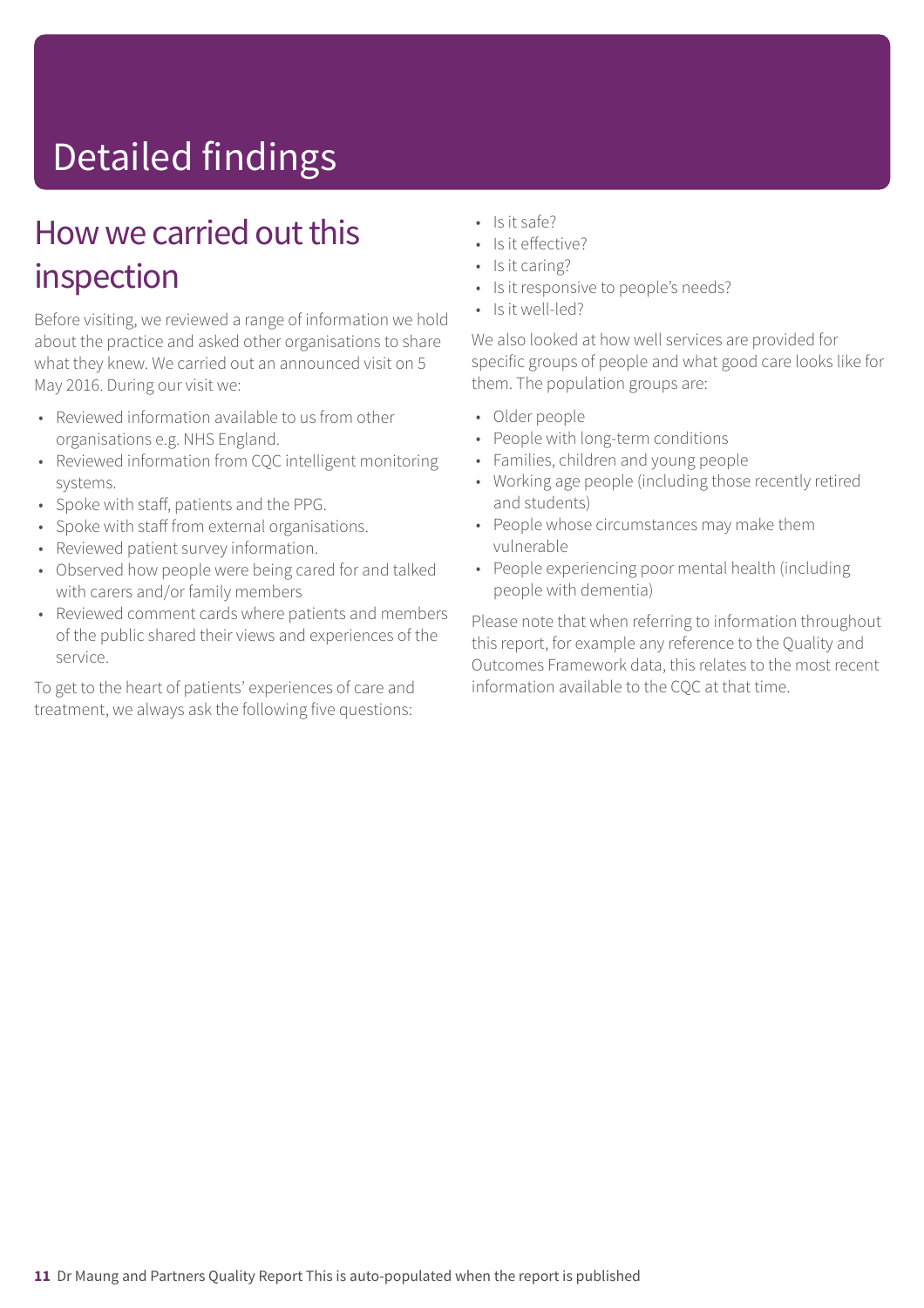# Detailed findings

## How we carried out this inspection

Before visiting, we reviewed a range of information we hold about the practice and asked other organisations to share what they knew. We carried out an announced visit on 5 May 2016. During our visit we:

- Reviewed information available to us from other organisations e.g. NHS England.
- Reviewed information from CQC intelligent monitoring systems.
- Spoke with staff, patients and the PPG.
- Spoke with staff from external organisations.
- Reviewed patient survey information.
- Observed how people were being cared for and talked with carers and/or family members
- Reviewed comment cards where patients and members of the public shared their views and experiences of the service.

To get to the heart of patients' experiences of care and treatment, we always ask the following five questions:

- Is it safe?
- Is it effective?
- Is it caring?
- Is it responsive to people's needs?
- Is it well-led?

We also looked at how well services are provided for specific groups of people and what good care looks like for them. The population groups are:

- Older people
- People with long-term conditions
- Families, children and young people
- Working age people (including those recently retired and students)
- People whose circumstances may make them vulnerable
- People experiencing poor mental health (including people with dementia)

Please note that when referring to information throughout this report, for example any reference to the Quality and Outcomes Framework data, this relates to the most recent information available to the CQC at that time.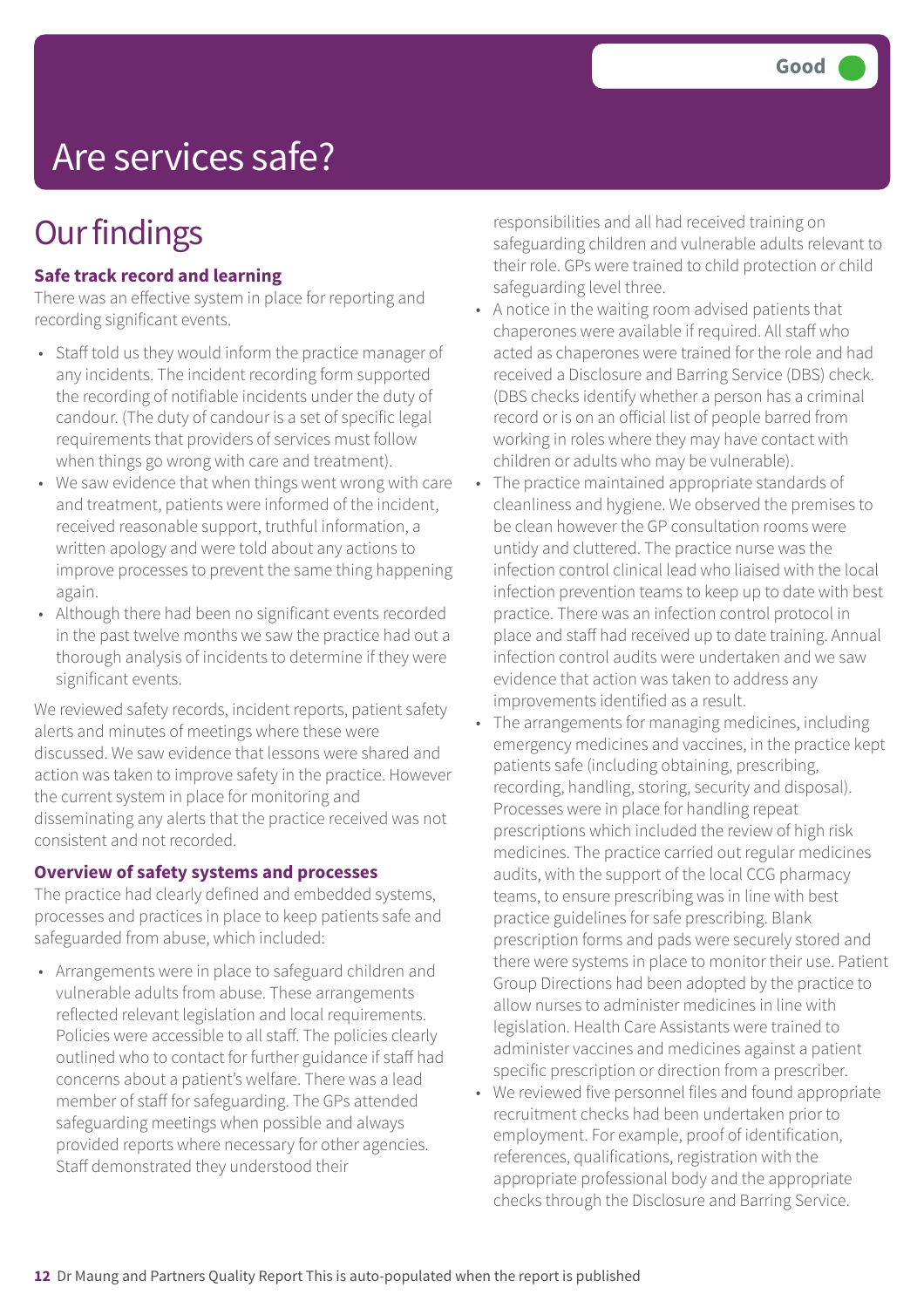Good

# Are services safe?

## Our findings

### Safe track record and learning

There was an effective system in place for reporting and recording significant events.

- Staff told us they would inform the practice manager of any incidents. The incident recording form supported the recording of notifiable incidents under the duty of candour. (The duty of candour is a set of specific legal requirements that providers of services must follow when things go wrong with care and treatment).
- We saw evidence that when things went wrong with care and treatment, patients were informed of the incident, received reasonable support, truthful information, a written apology and were told about any actions to improve processes to prevent the same thing happening again.
- Although there had been no significant events recorded in the past twelve months we saw the practice had out a thorough analysis of incidents to determine if they were significant events.

We reviewed safety records, incident reports, patient safety alerts and minutes of meetings where these were discussed. We saw evidence that lessons were shared and action was taken to improve safety in the practice. However the current system in place for monitoring and disseminating any alerts that the practice received was not consistent and not recorded.

### Overview of safety systems and processes

The practice had clearly defined and embedded systems, processes and practices in place to keep patients safe and safeguarded from abuse, which included:

- Arrangements were in place to safeguard children and vulnerable adults from abuse. These arrangements reflected relevant legislation and local requirements. Policies were accessible to all staff. The policies clearly outlined who to contact for further guidance if staff had concerns about a patient's welfare. There was a lead member of staff for safeguarding. The GPs attended safeguarding meetings when possible and always provided reports where necessary for other agencies. Staff demonstrated they understood their responsibilities and all had received training on safeguarding children and vulnerable adults relevant to their role. GPs were trained to child protection or child safeguarding level three.
- A notice in the waiting room advised patients that chaperones were available if required. All staff who acted as chaperones were trained for the role and had received a Disclosure and Barring Service (DBS) check. (DBS checks identify whether a person has a criminal record or is on an official list of people barred from working in roles where they may have contact with children or adults who may be vulnerable).
- The practice maintained appropriate standards of cleanliness and hygiene. We observed the premises to be clean however the GP consultation rooms were untidy and cluttered. The practice nurse was the infection control clinical lead who liaised with the local infection prevention teams to keep up to date with best practice. There was an infection control protocol in place and staff had received up to date training. Annual infection control audits were undertaken and we saw evidence that action was taken to address any improvements identified as a result.
- The arrangements for managing medicines, including emergency medicines and vaccines, in the practice kept patients safe (including obtaining, prescribing, recording, handling, storing, security and disposal). Processes were in place for handling repeat prescriptions which included the review of high risk medicines. The practice carried out regular medicines audits, with the support of the local CCG pharmacy teams, to ensure prescribing was in line with best practice guidelines for safe prescribing. Blank prescription forms and pads were securely stored and there were systems in place to monitor their use. Patient Group Directions had been adopted by the practice to allow nurses to administer medicines in line with legislation. Health Care Assistants were trained to administer vaccines and medicines against a patient specific prescription or direction from a prescriber.
- We reviewed five personnel files and found appropriate recruitment checks had been undertaken prior to employment. For example, proof of identification, references, qualifications, registration with the appropriate professional body and the appropriate checks through the Disclosure and Barring Service.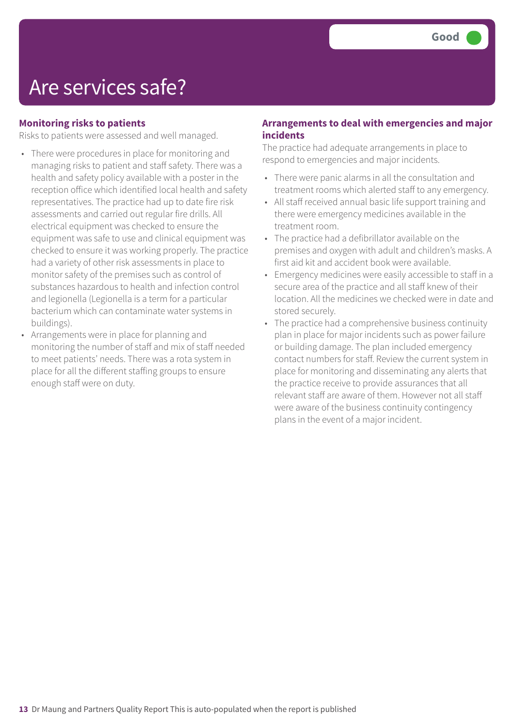# Are services safe?

Good

### Monitoring risks to patients

Risks to patients were assessed and well managed.

- There were procedures in place for monitoring and managing risks to patient and staff safety. There was a health and safety policy available with a poster in the reception office which identified local health and safety representatives. The practice had up to date fire risk assessments and carried out regular fire drills. All electrical equipment was checked to ensure the equipment was safe to use and clinical equipment was checked to ensure it was working properly. The practice had a variety of other risk assessments in place to monitor safety of the premises such as control of substances hazardous to health and infection control and legionella (Legionella is a term for a particular bacterium which can contaminate water systems in buildings).
- Arrangements were in place for planning and monitoring the number of staff and mix of staff needed to meet patients' needs. There was a rota system in place for all the different staffing groups to ensure enough staff were on duty.

### Arrangements to deal with emergencies and major incidents

The practice had adequate arrangements in place to respond to emergencies and major incidents.

- There were panic alarms in all the consultation and treatment rooms which alerted staff to any emergency.
- All staff received annual basic life support training and there were emergency medicines available in the treatment room.
- The practice had a defibrillator available on the premises and oxygen with adult and children's masks. A first aid kit and accident book were available.
- Emergency medicines were easily accessible to staff in a secure area of the practice and all staff knew of their location. All the medicines we checked were in date and stored securely.
- The practice had a comprehensive business continuity plan in place for major incidents such as power failure or building damage. The plan included emergency contact numbers for staff. Review the current system in place for monitoring and disseminating any alerts that the practice receive to provide assurances that all relevant staff are aware of them. However not all staff were aware of the business continuity contingency plans in the event of a major incident.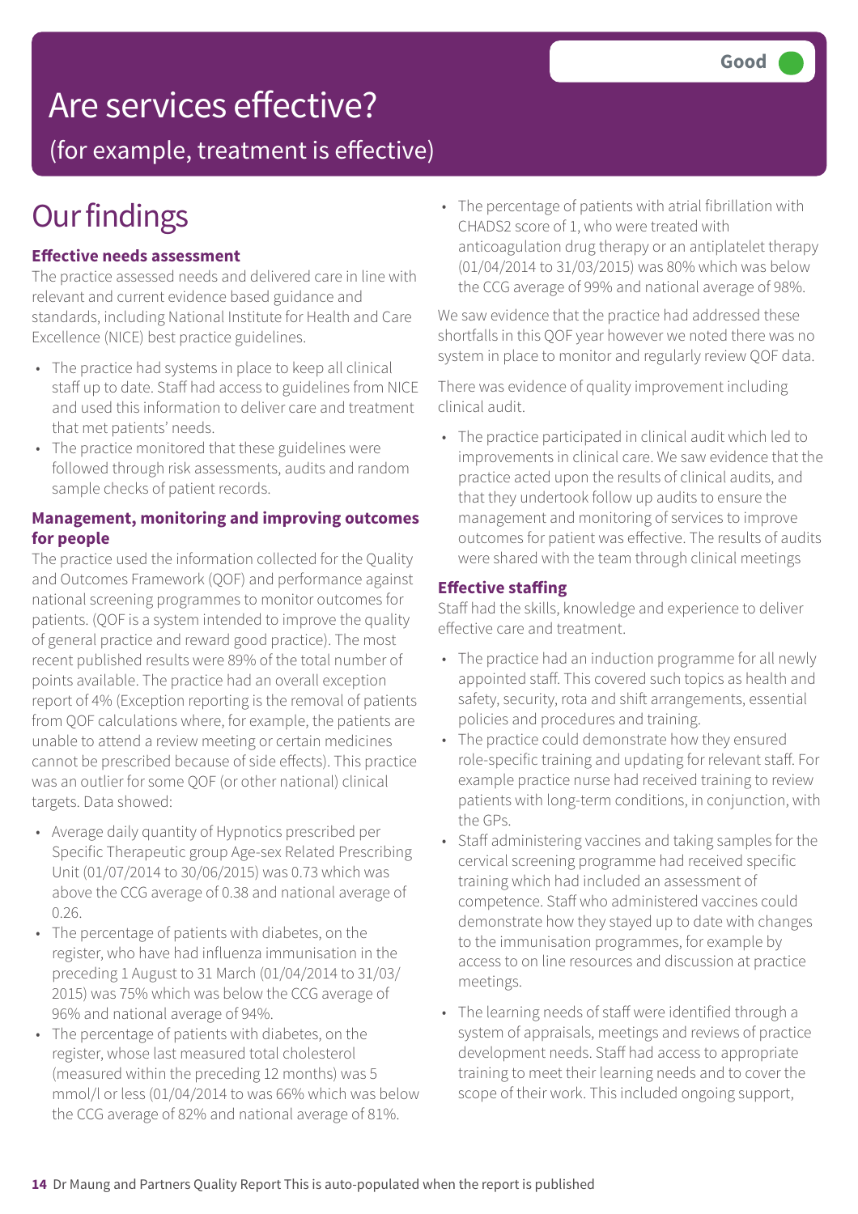# Are services effective?

## (for example, treatment is effective)

**Good**

# Our findings

### Effective needs assessment

The practice assessed needs and delivered care in line with relevant and current evidence based guidance and standards, including National Institute for Health and Care Excellence (NICE) best practice guidelines.

- The practice had systems in place to keep all clinical staff up to date. Staff had access to guidelines from NICE and used this information to deliver care and treatment that met patients' needs.
- The practice monitored that these guidelines were followed through risk assessments, audits and random sample checks of patient records.

### Management, monitoring and improving outcomes for people

The practice used the information collected for the Quality and Outcomes Framework (QOF) and performance against national screening programmes to monitor outcomes for patients. (QOF is a system intended to improve the quality of general practice and reward good practice). The most recent published results were 89% of the total number of points available. The practice had an overall exception report of 4% (Exception reporting is the removal of patients from QOF calculations where, for example, the patients are unable to attend a review meeting or certain medicines cannot be prescribed because of side effects). This practice was an outlier for some QOF (or other national) clinical targets. Data showed:

- Average daily quantity of Hypnotics prescribed per Specific Therapeutic group Age-sex Related Prescribing Unit (01/07/2014 to 30/06/2015) was 0.73 which was above the CCG average of 0.38 and national average of 0.26.
- The percentage of patients with diabetes, on the register, who have had influenza immunisation in the preceding 1 August to 31 March (01/04/2014 to 31/03/2015) was 75% which was below the CCG average of 96% and national average of 94%.
- The percentage of patients with diabetes, on the register, whose last measured total cholesterol (measured within the preceding 12 months) was 5 mmol/l or less (01/04/2014 to was 66% which was below the CCG average of 82% and national average of 81%.
- The percentage of patients with atrial fibrillation with CHADS2 score of 1, who were treated with anticoagulation drug therapy or an antiplatelet therapy (01/04/2014 to 31/03/2015) was 80% which was below the CCG average of 99% and national average of 98%.

We saw evidence that the practice had addressed these shortfalls in this QOF year however we noted there was no system in place to monitor and regularly review QOF data.

There was evidence of quality improvement including clinical audit.

- The practice participated in clinical audit which led to improvements in clinical care. We saw evidence that the practice acted upon the results of clinical audits, and that they undertook follow up audits to ensure the management and monitoring of services to improve outcomes for patient was effective. The results of audits were shared with the team through clinical meetings

### Effective staffing

Staff had the skills, knowledge and experience to deliver effective care and treatment.

- The practice had an induction programme for all newly appointed staff. This covered such topics as health and safety, security, rota and shift arrangements, essential policies and procedures and training.
- The practice could demonstrate how they ensured role-specific training and updating for relevant staff. For example practice nurse had received training to review patients with long-term conditions, in conjunction, with the GPs.
- Staff administering vaccines and taking samples for the cervical screening programme had received specific training which had included an assessment of competence. Staff who administered vaccines could demonstrate how they stayed up to date with changes to the immunisation programmes, for example by access to on line resources and discussion at practice meetings.
- The learning needs of staff were identified through a system of appraisals, meetings and reviews of practice development needs. Staff had access to appropriate training to meet their learning needs and to cover the scope of their work. This included ongoing support,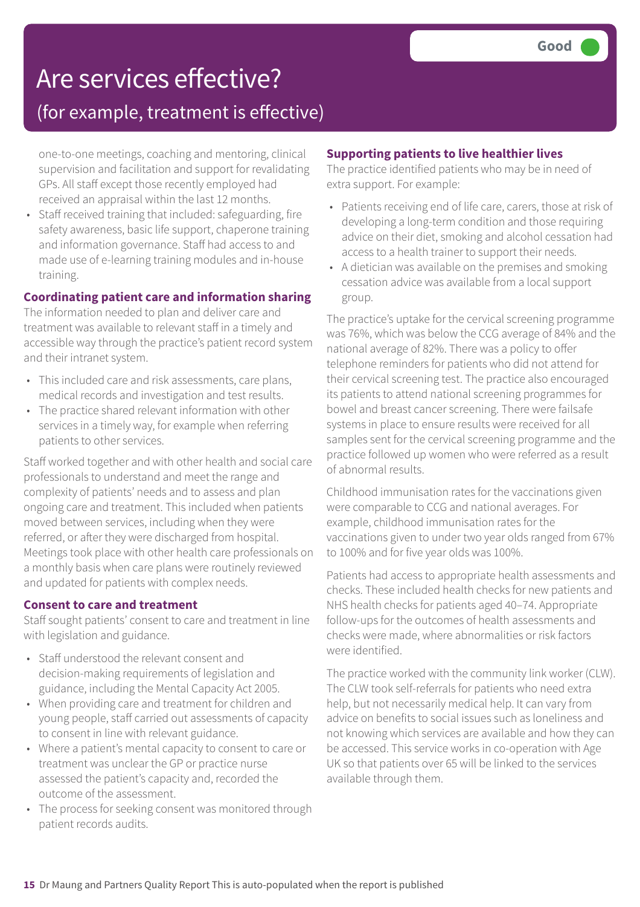# Are services effective?

## (for example, treatment is effective)

**Good**

one-to-one meetings, coaching and mentoring, clinical supervision and facilitation and support for revalidating GPs. All staff except those recently employed had received an appraisal within the last 12 months.

- Staff received training that included: safeguarding, fire safety awareness, basic life support, chaperone training and information governance. Staff had access to and made use of e-learning training modules and in-house training.

### Coordinating patient care and information sharing

The information needed to plan and deliver care and treatment was available to relevant staff in a timely and accessible way through the practice's patient record system and their intranet system.

- This included care and risk assessments, care plans, medical records and investigation and test results.
- The practice shared relevant information with other services in a timely way, for example when referring patients to other services.

Staff worked together and with other health and social care professionals to understand and meet the range and complexity of patients' needs and to assess and plan ongoing care and treatment. This included when patients moved between services, including when they were referred, or after they were discharged from hospital. Meetings took place with other health care professionals on a monthly basis when care plans were routinely reviewed and updated for patients with complex needs.

### Consent to care and treatment

Staff sought patients' consent to care and treatment in line with legislation and guidance.

- Staff understood the relevant consent and decision-making requirements of legislation and guidance, including the Mental Capacity Act 2005.
- When providing care and treatment for children and young people, staff carried out assessments of capacity to consent in line with relevant guidance.
- Where a patient's mental capacity to consent to care or treatment was unclear the GP or practice nurse assessed the patient's capacity and, recorded the outcome of the assessment.
- The process for seeking consent was monitored through patient records audits.

### Supporting patients to live healthier lives

The practice identified patients who may be in need of extra support. For example:

- Patients receiving end of life care, carers, those at risk of developing a long-term condition and those requiring advice on their diet, smoking and alcohol cessation had access to a health trainer to support their needs.
- A dietician was available on the premises and smoking cessation advice was available from a local support group.

The practice's uptake for the cervical screening programme was 76%, which was below the CCG average of 84% and the national average of 82%. There was a policy to offer telephone reminders for patients who did not attend for their cervical screening test. The practice also encouraged its patients to attend national screening programmes for bowel and breast cancer screening. There were failsafe systems in place to ensure results were received for all samples sent for the cervical screening programme and the practice followed up women who were referred as a result of abnormal results.

Childhood immunisation rates for the vaccinations given were comparable to CCG and national averages. For example, childhood immunisation rates for the vaccinations given to under two year olds ranged from 67% to 100% and for five year olds was 100%.

Patients had access to appropriate health assessments and checks. These included health checks for new patients and NHS health checks for patients aged 40–74. Appropriate follow-ups for the outcomes of health assessments and checks were made, where abnormalities or risk factors were identified.

The practice worked with the community link worker (CLW). The CLW took self-referrals for patients who need extra help, but not necessarily medical help. It can vary from advice on benefits to social issues such as loneliness and not knowing which services are available and how they can be accessed. This service works in co-operation with Age UK so that patients over 65 will be linked to the services available through them.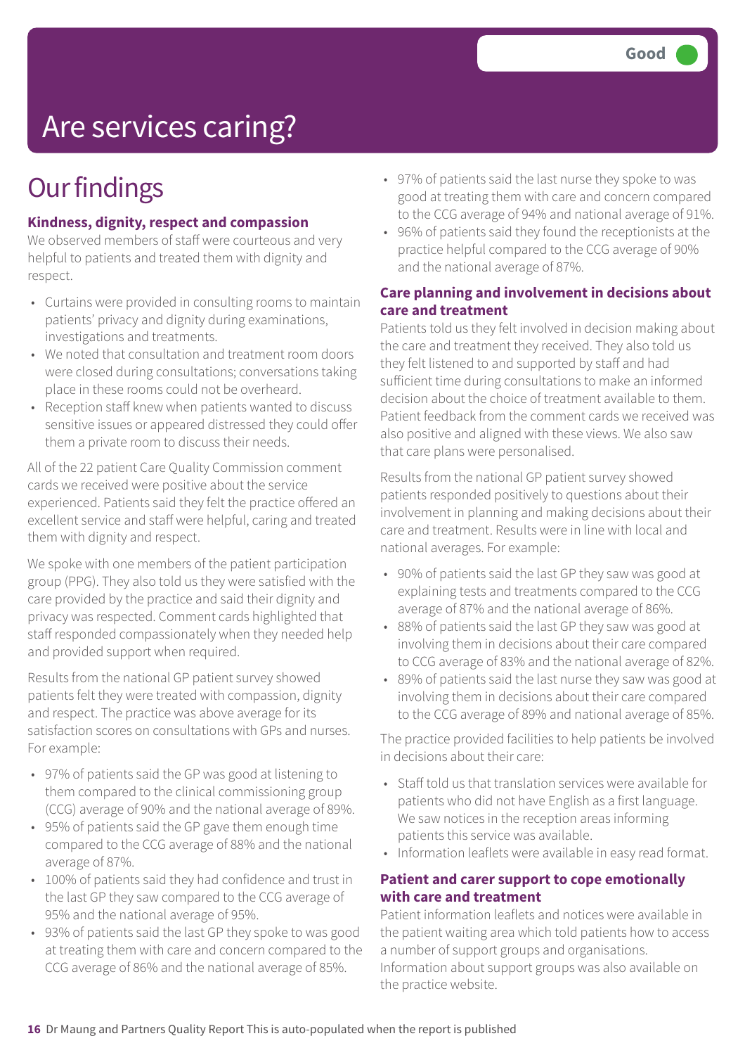# Are services caring?

Good

## Our findings

### Kindness, dignity, respect and compassion

We observed members of staff were courteous and very helpful to patients and treated them with dignity and respect.

- Curtains were provided in consulting rooms to maintain patients' privacy and dignity during examinations, investigations and treatments.
- We noted that consultation and treatment room doors were closed during consultations; conversations taking place in these rooms could not be overheard.
- Reception staff knew when patients wanted to discuss sensitive issues or appeared distressed they could offer them a private room to discuss their needs.

All of the 22 patient Care Quality Commission comment cards we received were positive about the service experienced. Patients said they felt the practice offered an excellent service and staff were helpful, caring and treated them with dignity and respect.

We spoke with one members of the patient participation group (PPG). They also told us they were satisfied with the care provided by the practice and said their dignity and privacy was respected. Comment cards highlighted that staff responded compassionately when they needed help and provided support when required.

Results from the national GP patient survey showed patients felt they were treated with compassion, dignity and respect. The practice was above average for its satisfaction scores on consultations with GPs and nurses. For example:

- 97% of patients said the GP was good at listening to them compared to the clinical commissioning group (CCG) average of 90% and the national average of 89%.
- 95% of patients said the GP gave them enough time compared to the CCG average of 88% and the national average of 87%.
- 100% of patients said they had confidence and trust in the last GP they saw compared to the CCG average of 95% and the national average of 95%.
- 93% of patients said the last GP they spoke to was good at treating them with care and concern compared to the CCG average of 86% and the national average of 85%.
- 97% of patients said the last nurse they spoke to was good at treating them with care and concern compared to the CCG average of 94% and national average of 91%.
- 96% of patients said they found the receptionists at the practice helpful compared to the CCG average of 90% and the national average of 87%.

### Care planning and involvement in decisions about care and treatment

Patients told us they felt involved in decision making about the care and treatment they received. They also told us they felt listened to and supported by staff and had sufficient time during consultations to make an informed decision about the choice of treatment available to them. Patient feedback from the comment cards we received was also positive and aligned with these views. We also saw that care plans were personalised.

Results from the national GP patient survey showed patients responded positively to questions about their involvement in planning and making decisions about their care and treatment. Results were in line with local and national averages. For example:

- 90% of patients said the last GP they saw was good at explaining tests and treatments compared to the CCG average of 87% and the national average of 86%.
- 88% of patients said the last GP they saw was good at involving them in decisions about their care compared to CCG average of 83% and the national average of 82%.
- 89% of patients said the last nurse they saw was good at involving them in decisions about their care compared to the CCG average of 89% and national average of 85%.

The practice provided facilities to help patients be involved in decisions about their care:

- Staff told us that translation services were available for patients who did not have English as a first language. We saw notices in the reception areas informing patients this service was available.
- Information leaflets were available in easy read format.

### Patient and carer support to cope emotionally with care and treatment

Patient information leaflets and notices were available in the patient waiting area which told patients how to access a number of support groups and organisations. Information about support groups was also available on the practice website.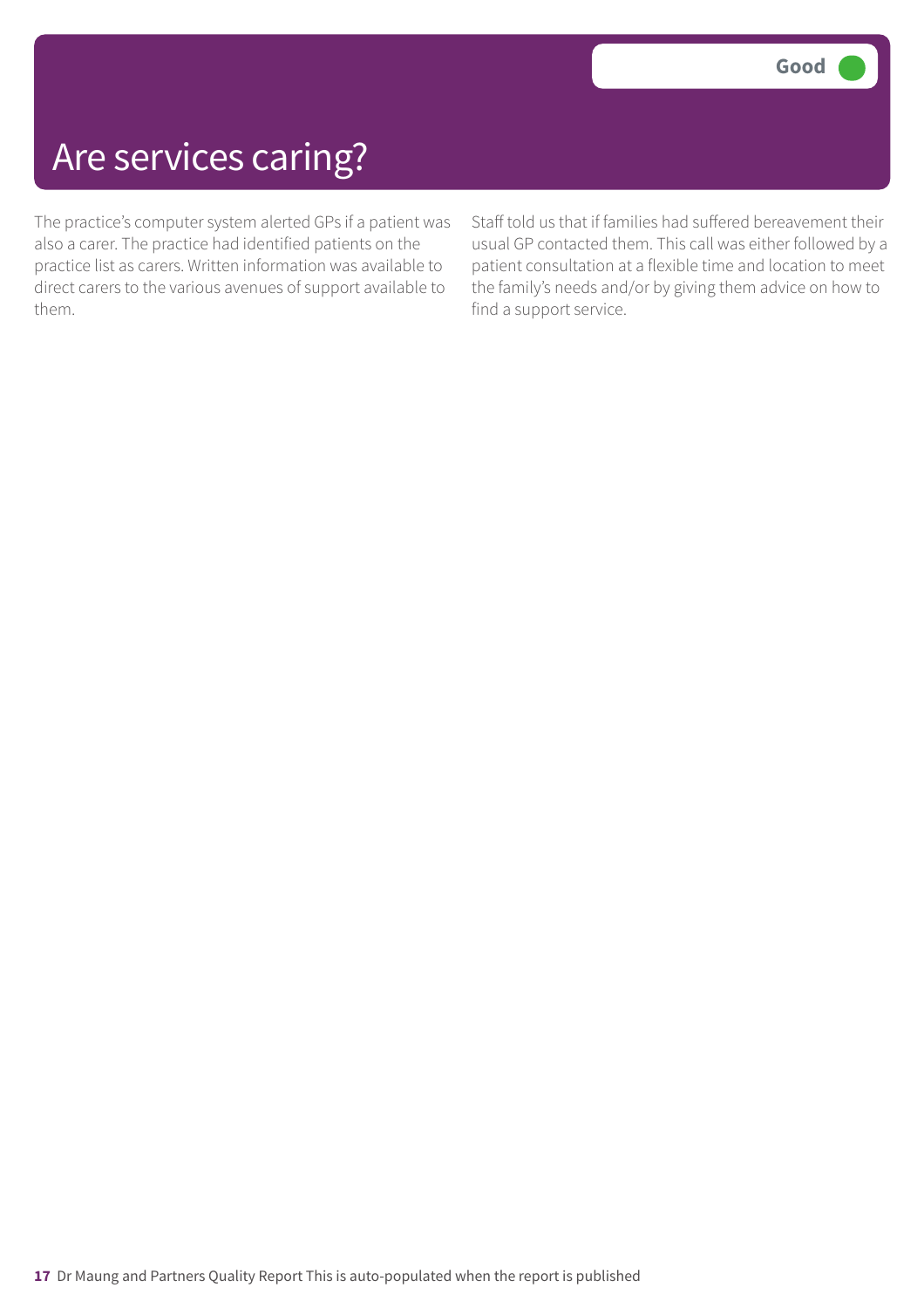# Are services caring?

**Good**

The practice's computer system alerted GPs if a patient was also a carer. The practice had identified patients on the practice list as carers. Written information was available to direct carers to the various avenues of support available to them.

Staff told us that if families had suffered bereavement their usual GP contacted them. This call was either followed by a patient consultation at a flexible time and location to meet the family's needs and/or by giving them advice on how to find a support service.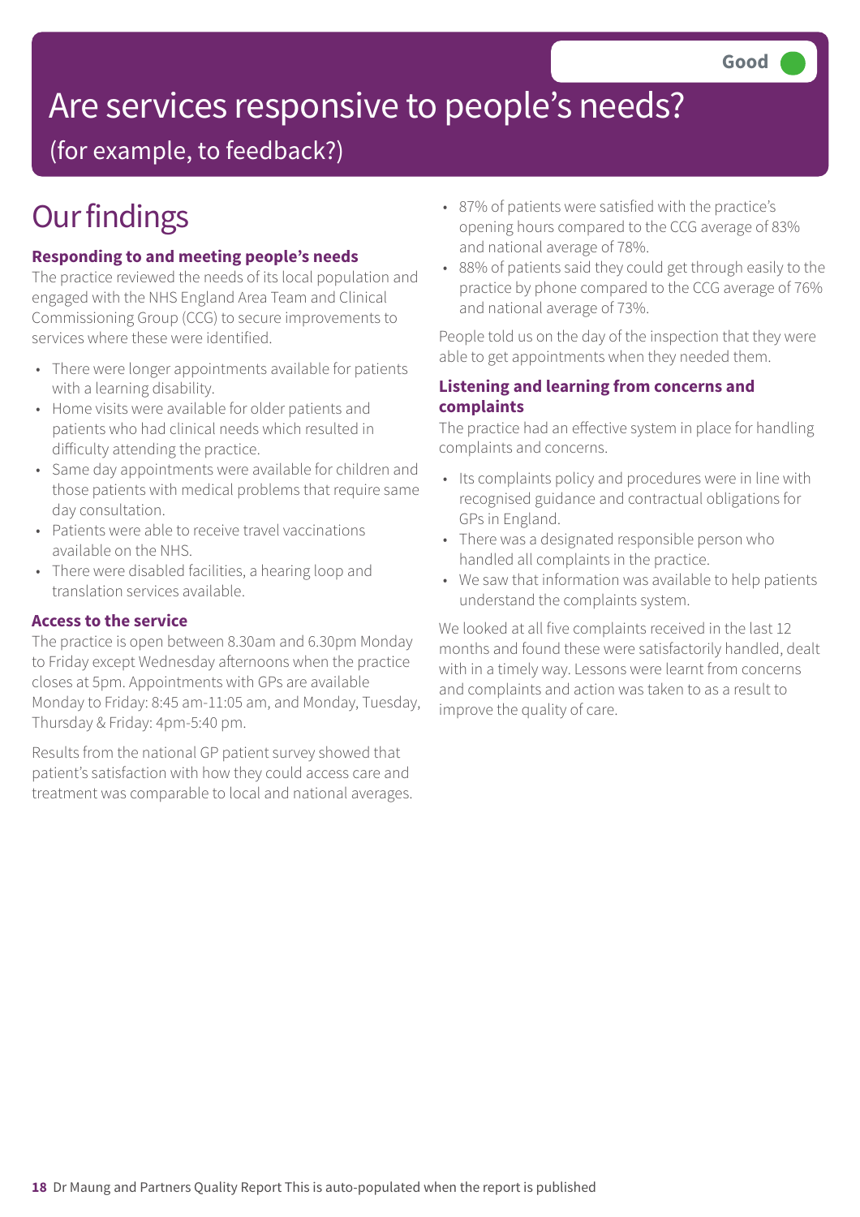Good

# Are services responsive to people's needs?

(for example, to feedback?)

## Our findings

### Responding to and meeting people's needs

The practice reviewed the needs of its local population and engaged with the NHS England Area Team and Clinical Commissioning Group (CCG) to secure improvements to services where these were identified.

- There were longer appointments available for patients with a learning disability.
- Home visits were available for older patients and patients who had clinical needs which resulted in difficulty attending the practice.
- Same day appointments were available for children and those patients with medical problems that require same day consultation.
- Patients were able to receive travel vaccinations available on the NHS.
- There were disabled facilities, a hearing loop and translation services available.

### Access to the service

The practice is open between 8.30am and 6.30pm Monday to Friday except Wednesday afternoons when the practice closes at 5pm. Appointments with GPs are available Monday to Friday: 8:45 am-11:05 am, and Monday, Tuesday, Thursday & Friday: 4pm-5:40 pm.

Results from the national GP patient survey showed that patient's satisfaction with how they could access care and treatment was comparable to local and national averages.

- 87% of patients were satisfied with the practice's opening hours compared to the CCG average of 83% and national average of 78%.
- 88% of patients said they could get through easily to the practice by phone compared to the CCG average of 76% and national average of 73%.

People told us on the day of the inspection that they were able to get appointments when they needed them.

### Listening and learning from concerns and complaints

The practice had an effective system in place for handling complaints and concerns.

- Its complaints policy and procedures were in line with recognised guidance and contractual obligations for GPs in England.
- There was a designated responsible person who handled all complaints in the practice.
- We saw that information was available to help patients understand the complaints system.

We looked at all five complaints received in the last 12 months and found these were satisfactorily handled, dealt with in a timely way. Lessons were learnt from concerns and complaints and action was taken to as a result to improve the quality of care.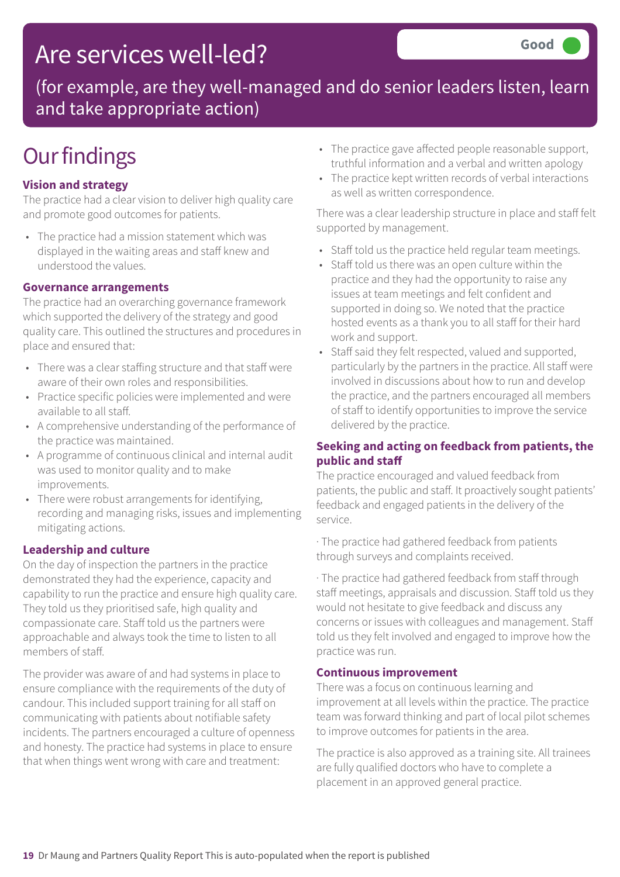# Are services well-led?

Good

(for example, are they well-managed and do senior leaders listen, learn and take appropriate action)

## Our findings

### Vision and strategy

The practice had a clear vision to deliver high quality care and promote good outcomes for patients.

- The practice had a mission statement which was displayed in the waiting areas and staff knew and understood the values.

### Governance arrangements

The practice had an overarching governance framework which supported the delivery of the strategy and good quality care. This outlined the structures and procedures in place and ensured that:

- There was a clear staffing structure and that staff were aware of their own roles and responsibilities.
- Practice specific policies were implemented and were available to all staff.
- A comprehensive understanding of the performance of the practice was maintained.
- A programme of continuous clinical and internal audit was used to monitor quality and to make improvements.
- There were robust arrangements for identifying, recording and managing risks, issues and implementing mitigating actions.

### Leadership and culture

On the day of inspection the partners in the practice demonstrated they had the experience, capacity and capability to run the practice and ensure high quality care. They told us they prioritised safe, high quality and compassionate care. Staff told us the partners were approachable and always took the time to listen to all members of staff.

The provider was aware of and had systems in place to ensure compliance with the requirements of the duty of candour. This included support training for all staff on communicating with patients about notifiable safety incidents. The partners encouraged a culture of openness and honesty. The practice had systems in place to ensure that when things went wrong with care and treatment:

- The practice gave affected people reasonable support, truthful information and a verbal and written apology
- The practice kept written records of verbal interactions as well as written correspondence.

There was a clear leadership structure in place and staff felt supported by management.

- Staff told us the practice held regular team meetings.
- Staff told us there was an open culture within the practice and they had the opportunity to raise any issues at team meetings and felt confident and supported in doing so. We noted that the practice hosted events as a thank you to all staff for their hard work and support.
- Staff said they felt respected, valued and supported, particularly by the partners in the practice. All staff were involved in discussions about how to run and develop the practice, and the partners encouraged all members of staff to identify opportunities to improve the service delivered by the practice.

### Seeking and acting on feedback from patients, the public and staff

The practice encouraged and valued feedback from patients, the public and staff. It proactively sought patients' feedback and engaged patients in the delivery of the service.

· The practice had gathered feedback from patients through surveys and complaints received.

· The practice had gathered feedback from staff through staff meetings, appraisals and discussion. Staff told us they would not hesitate to give feedback and discuss any concerns or issues with colleagues and management. Staff told us they felt involved and engaged to improve how the practice was run.

### Continuous improvement

There was a focus on continuous learning and improvement at all levels within the practice. The practice team was forward thinking and part of local pilot schemes to improve outcomes for patients in the area.

The practice is also approved as a training site. All trainees are fully qualified doctors who have to complete a placement in an approved general practice.